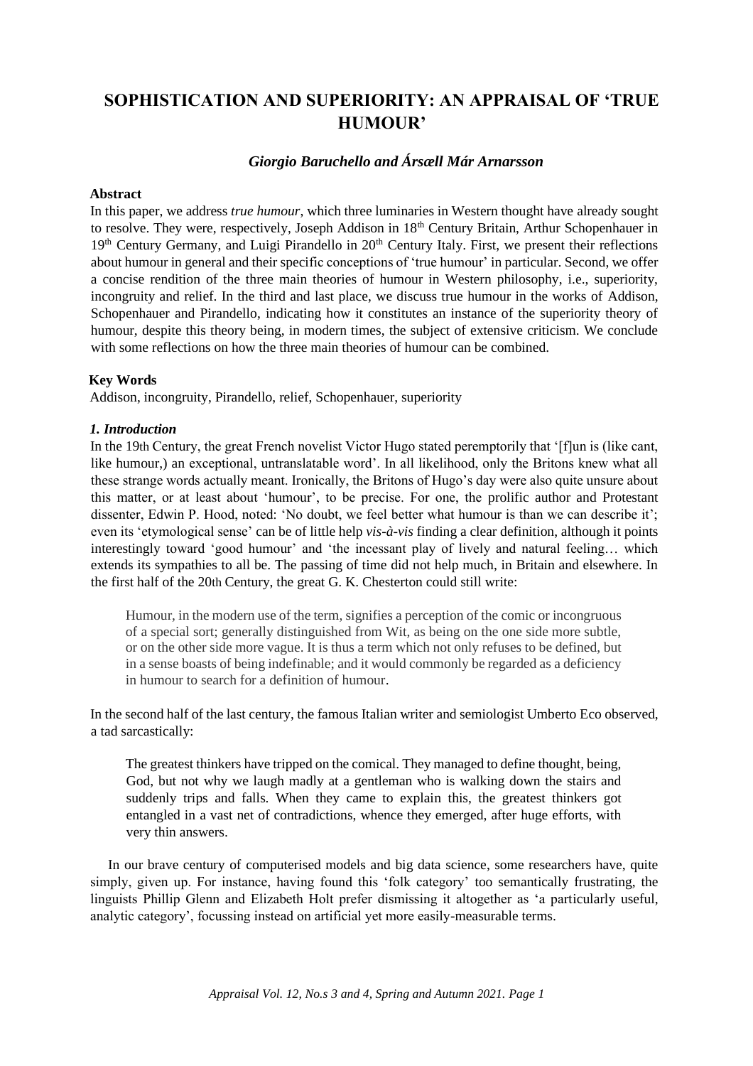# SOPHISTICATION AND SUPERIORITY: AN APPRAISAL OF 'TRUE HUMOUR'

***Giorgio Baruchello and Ársæll Már Arnarsson***

**Abstract**

In this paper, we address *true humour*, which three luminaries in Western thought have already sought to resolve. They were, respectively, Joseph Addison in 18th Century Britain, Arthur Schopenhauer in 19th Century Germany, and Luigi Pirandello in 20th Century Italy. First, we present their reflections about humour in general and their specific conceptions of 'true humour' in particular. Second, we offer a concise rendition of the three main theories of humour in Western philosophy, i.e., superiority, incongruity and relief. In the third and last place, we discuss true humour in the works of Addison, Schopenhauer and Pirandello, indicating how it constitutes an instance of the superiority theory of humour, despite this theory being, in modern times, the subject of extensive criticism. We conclude with some reflections on how the three main theories of humour can be combined.

**Key Words**

Addison, incongruity, Pirandello, relief, Schopenhauer, superiority

### *1. Introduction*

In the 19th Century, the great French novelist Victor Hugo stated peremptorily that '[f]un is (like cant, like humour,) an exceptional, untranslatable word'. In all likelihood, only the Britons knew what all these strange words actually meant. Ironically, the Britons of Hugo's day were also quite unsure about this matter, or at least about 'humour', to be precise. For one, the prolific author and Protestant dissenter, Edwin P. Hood, noted: 'No doubt, we feel better what humour is than we can describe it'; even its 'etymological sense' can be of little help *vis-à-vis* finding a clear definition, although it points interestingly toward 'good humour' and 'the incessant play of lively and natural feeling… which extends its sympathies to all be. The passing of time did not help much, in Britain and elsewhere. In the first half of the 20th Century, the great G. K. Chesterton could still write:

> Humour, in the modern use of the term, signifies a perception of the comic or incongruous of a special sort; generally distinguished from Wit, as being on the one side more subtle, or on the other side more vague. It is thus a term which not only refuses to be defined, but in a sense boasts of being indefinable; and it would commonly be regarded as a deficiency in humour to search for a definition of humour.

In the second half of the last century, the famous Italian writer and semiologist Umberto Eco observed, a tad sarcastically:

> The greatest thinkers have tripped on the comical. They managed to define thought, being, God, but not why we laugh madly at a gentleman who is walking down the stairs and suddenly trips and falls. When they came to explain this, the greatest thinkers got entangled in a vast net of contradictions, whence they emerged, after huge efforts, with very thin answers.

In our brave century of computerised models and big data science, some researchers have, quite simply, given up. For instance, having found this 'folk category' too semantically frustrating, the linguists Phillip Glenn and Elizabeth Holt prefer dismissing it altogether as 'a particularly useful, analytic category', focussing instead on artificial yet more easily-measurable terms.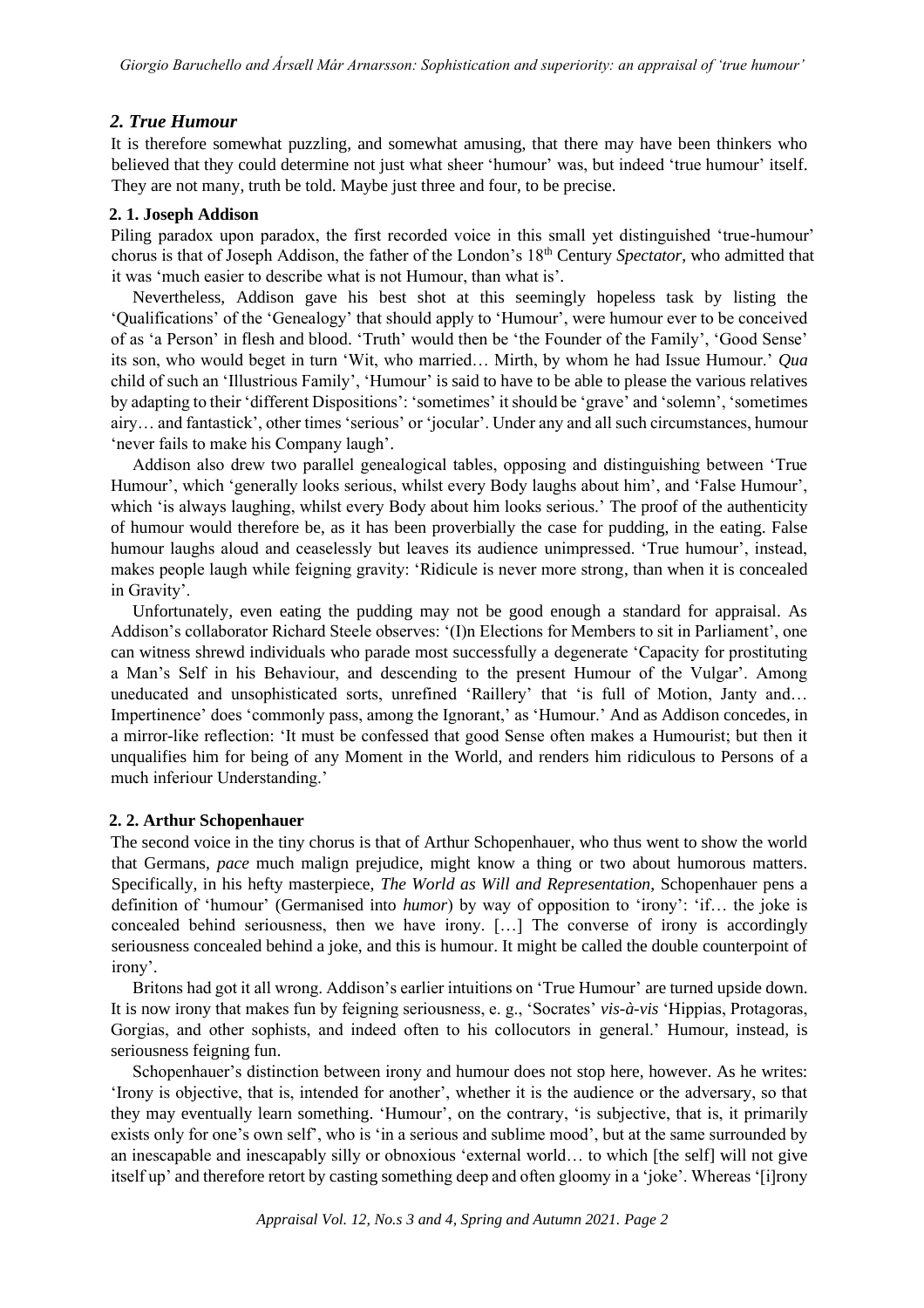## *2. True Humour*

It is therefore somewhat puzzling, and somewhat amusing, that there may have been thinkers who believed that they could determine not just what sheer 'humour' was, but indeed 'true humour' itself. They are not many, truth be told. Maybe just three and four, to be precise.

### 2. 1. Joseph Addison

Piling paradox upon paradox, the first recorded voice in this small yet distinguished 'true-humour' chorus is that of Joseph Addison, the father of the London's 18th Century *Spectator*, who admitted that it was 'much easier to describe what is not Humour, than what is'.

Nevertheless, Addison gave his best shot at this seemingly hopeless task by listing the 'Qualifications' of the 'Genealogy' that should apply to 'Humour', were humour ever to be conceived of as 'a Person' in flesh and blood. 'Truth' would then be 'the Founder of the Family', 'Good Sense' its son, who would beget in turn 'Wit, who married… Mirth, by whom he had Issue Humour.' *Qua* child of such an 'Illustrious Family', 'Humour' is said to have to be able to please the various relatives by adapting to their 'different Dispositions': 'sometimes' it should be 'grave' and 'solemn', 'sometimes airy… and fantastick', other times 'serious' or 'jocular'. Under any and all such circumstances, humour 'never fails to make his Company laugh'.

Addison also drew two parallel genealogical tables, opposing and distinguishing between 'True Humour', which 'generally looks serious, whilst every Body laughs about him', and 'False Humour', which 'is always laughing, whilst every Body about him looks serious.' The proof of the authenticity of humour would therefore be, as it has been proverbially the case for pudding, in the eating. False humour laughs aloud and ceaselessly but leaves its audience unimpressed. 'True humour', instead, makes people laugh while feigning gravity: 'Ridicule is never more strong, than when it is concealed in Gravity'.

Unfortunately, even eating the pudding may not be good enough a standard for appraisal. As Addison's collaborator Richard Steele observes: '(I)n Elections for Members to sit in Parliament', one can witness shrewd individuals who parade most successfully a degenerate 'Capacity for prostituting a Man's Self in his Behaviour, and descending to the present Humour of the Vulgar'. Among uneducated and unsophisticated sorts, unrefined 'Raillery' that 'is full of Motion, Janty and… Impertinence' does 'commonly pass, among the Ignorant,' as 'Humour.' And as Addison concedes, in a mirror-like reflection: 'It must be confessed that good Sense often makes a Humourist; but then it unqualifies him for being of any Moment in the World, and renders him ridiculous to Persons of a much inferiour Understanding.'

### 2. 2. Arthur Schopenhauer

The second voice in the tiny chorus is that of Arthur Schopenhauer, who thus went to show the world that Germans, *pace* much malign prejudice, might know a thing or two about humorous matters. Specifically, in his hefty masterpiece, *The World as Will and Representation*, Schopenhauer pens a definition of 'humour' (Germanised into *humor*) by way of opposition to 'irony': 'if… the joke is concealed behind seriousness, then we have irony. […] The converse of irony is accordingly seriousness concealed behind a joke, and this is humour. It might be called the double counterpoint of irony'.

Britons had got it all wrong. Addison's earlier intuitions on 'True Humour' are turned upside down. It is now irony that makes fun by feigning seriousness, e. g., 'Socrates' *vis-à-vis* 'Hippias, Protagoras, Gorgias, and other sophists, and indeed often to his collocutors in general.' Humour, instead, is seriousness feigning fun.

Schopenhauer's distinction between irony and humour does not stop here, however. As he writes: 'Irony is objective, that is, intended for another', whether it is the audience or the adversary, so that they may eventually learn something. 'Humour', on the contrary, 'is subjective, that is, it primarily exists only for one's own self', who is 'in a serious and sublime mood', but at the same surrounded by an inescapable and inescapably silly or obnoxious 'external world… to which [the self] will not give itself up' and therefore retort by casting something deep and often gloomy in a 'joke'. Whereas '[i]rony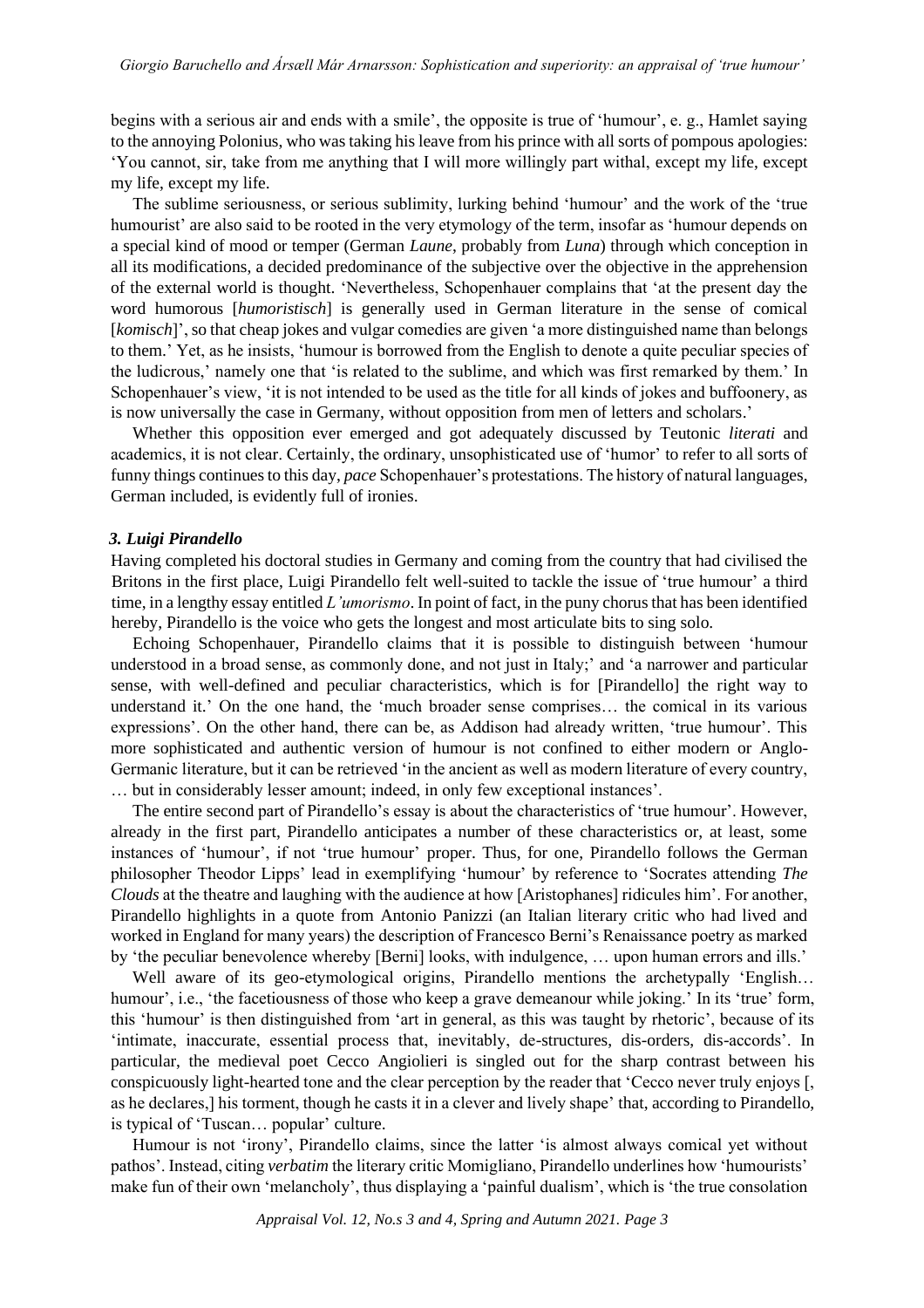begins with a serious air and ends with a smile', the opposite is true of 'humour', e. g., Hamlet saying to the annoying Polonius, who was taking his leave from his prince with all sorts of pompous apologies: 'You cannot, sir, take from me anything that I will more willingly part withal, except my life, except my life, except my life.

The sublime seriousness, or serious sublimity, lurking behind 'humour' and the work of the 'true humourist' are also said to be rooted in the very etymology of the term, insofar as 'humour depends on a special kind of mood or temper (German *Laune*, probably from *Luna*) through which conception in all its modifications, a decided predominance of the subjective over the objective in the apprehension of the external world is thought. 'Nevertheless, Schopenhauer complains that 'at the present day the word humorous [*humoristisch*] is generally used in German literature in the sense of comical [*komisch*]', so that cheap jokes and vulgar comedies are given 'a more distinguished name than belongs to them.' Yet, as he insists, 'humour is borrowed from the English to denote a quite peculiar species of the ludicrous,' namely one that 'is related to the sublime, and which was first remarked by them.' In Schopenhauer's view, 'it is not intended to be used as the title for all kinds of jokes and buffoonery, as is now universally the case in Germany, without opposition from men of letters and scholars.'

Whether this opposition ever emerged and got adequately discussed by Teutonic *literati* and academics, it is not clear. Certainly, the ordinary, unsophisticated use of 'humor' to refer to all sorts of funny things continues to this day, *pace* Schopenhauer's protestations. The history of natural languages, German included, is evidently full of ironies.

### *3. Luigi Pirandello*

Having completed his doctoral studies in Germany and coming from the country that had civilised the Britons in the first place, Luigi Pirandello felt well-suited to tackle the issue of 'true humour' a third time, in a lengthy essay entitled *L'umorismo*. In point of fact, in the puny chorus that has been identified hereby, Pirandello is the voice who gets the longest and most articulate bits to sing solo.

Echoing Schopenhauer, Pirandello claims that it is possible to distinguish between 'humour understood in a broad sense, as commonly done, and not just in Italy;' and 'a narrower and particular sense, with well-defined and peculiar characteristics, which is for [Pirandello] the right way to understand it.' On the one hand, the 'much broader sense comprises… the comical in its various expressions'. On the other hand, there can be, as Addison had already written, 'true humour'. This more sophisticated and authentic version of humour is not confined to either modern or Anglo-Germanic literature, but it can be retrieved 'in the ancient as well as modern literature of every country, … but in considerably lesser amount; indeed, in only few exceptional instances'.

The entire second part of Pirandello's essay is about the characteristics of 'true humour'. However, already in the first part, Pirandello anticipates a number of these characteristics or, at least, some instances of 'humour', if not 'true humour' proper. Thus, for one, Pirandello follows the German philosopher Theodor Lipps' lead in exemplifying 'humour' by reference to 'Socrates attending *The Clouds* at the theatre and laughing with the audience at how [Aristophanes] ridicules him'. For another, Pirandello highlights in a quote from Antonio Panizzi (an Italian literary critic who had lived and worked in England for many years) the description of Francesco Berni's Renaissance poetry as marked by 'the peculiar benevolence whereby [Berni] looks, with indulgence, … upon human errors and ills.'

Well aware of its geo-etymological origins, Pirandello mentions the archetypally 'English… humour', i.e., 'the facetiousness of those who keep a grave demeanour while joking.' In its 'true' form, this 'humour' is then distinguished from 'art in general, as this was taught by rhetoric', because of its 'intimate, inaccurate, essential process that, inevitably, de-structures, dis-orders, dis-accords'. In particular, the medieval poet Cecco Angiolieri is singled out for the sharp contrast between his conspicuously light-hearted tone and the clear perception by the reader that 'Cecco never truly enjoys [, as he declares,] his torment, though he casts it in a clever and lively shape' that, according to Pirandello, is typical of 'Tuscan… popular' culture.

Humour is not 'irony', Pirandello claims, since the latter 'is almost always comical yet without pathos'. Instead, citing *verbatim* the literary critic Momigliano, Pirandello underlines how 'humourists' make fun of their own 'melancholy', thus displaying a 'painful dualism', which is 'the true consolation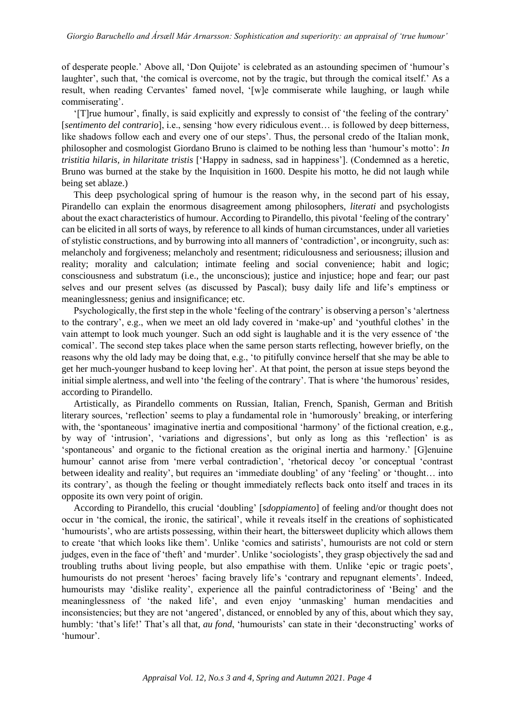of desperate people.' Above all, 'Don Quijote' is celebrated as an astounding specimen of 'humour's laughter', such that, 'the comical is overcome, not by the tragic, but through the comical itself.' As a result, when reading Cervantes' famed novel, '[w]e commiserate while laughing, or laugh while commiserating'.

'[T]rue humour', finally, is said explicitly and expressly to consist of 'the feeling of the contrary' [*sentimento del contrario*], i.e., sensing 'how every ridiculous event… is followed by deep bitterness, like shadows follow each and every one of our steps'. Thus, the personal credo of the Italian monk, philosopher and cosmologist Giordano Bruno is claimed to be nothing less than 'humour's motto': *In tristitia hilaris, in hilaritate tristis* ['Happy in sadness, sad in happiness']. (Condemned as a heretic, Bruno was burned at the stake by the Inquisition in 1600. Despite his motto, he did not laugh while being set ablaze.)

This deep psychological spring of humour is the reason why, in the second part of his essay, Pirandello can explain the enormous disagreement among philosophers, *literati* and psychologists about the exact characteristics of humour. According to Pirandello, this pivotal 'feeling of the contrary' can be elicited in all sorts of ways, by reference to all kinds of human circumstances, under all varieties of stylistic constructions, and by burrowing into all manners of 'contradiction', or incongruity, such as: melancholy and forgiveness; melancholy and resentment; ridiculousness and seriousness; illusion and reality; morality and calculation; intimate feeling and social convenience; habit and logic; consciousness and substratum (i.e., the unconscious); justice and injustice; hope and fear; our past selves and our present selves (as discussed by Pascal); busy daily life and life's emptiness or meaninglessness; genius and insignificance; etc.

Psychologically, the first step in the whole 'feeling of the contrary' is observing a person's 'alertness to the contrary', e.g., when we meet an old lady covered in 'make-up' and 'youthful clothes' in the vain attempt to look much younger. Such an odd sight is laughable and it is the very essence of 'the comical'. The second step takes place when the same person starts reflecting, however briefly, on the reasons why the old lady may be doing that, e.g., 'to pitifully convince herself that she may be able to get her much-younger husband to keep loving her'. At that point, the person at issue steps beyond the initial simple alertness, and well into 'the feeling of the contrary'. That is where 'the humorous' resides, according to Pirandello.

Artistically, as Pirandello comments on Russian, Italian, French, Spanish, German and British literary sources, 'reflection' seems to play a fundamental role in 'humorously' breaking, or interfering with, the 'spontaneous' imaginative inertia and compositional 'harmony' of the fictional creation, e.g., by way of 'intrusion', 'variations and digressions', but only as long as this 'reflection' is as 'spontaneous' and organic to the fictional creation as the original inertia and harmony.' [G]enuine humour' cannot arise from 'mere verbal contradiction', 'rhetorical decoy 'or conceptual 'contrast between ideality and reality', but requires an 'immediate doubling' of any 'feeling' or 'thought… into its contrary', as though the feeling or thought immediately reflects back onto itself and traces in its opposite its own very point of origin.

According to Pirandello, this crucial 'doubling' [*sdoppiamento*] of feeling and/or thought does not occur in 'the comical, the ironic, the satirical', while it reveals itself in the creations of sophisticated 'humourists', who are artists possessing, within their heart, the bittersweet duplicity which allows them to create 'that which looks like them'. Unlike 'comics and satirists', humourists are not cold or stern judges, even in the face of 'theft' and 'murder'. Unlike 'sociologists', they grasp objectively the sad and troubling truths about living people, but also empathise with them. Unlike 'epic or tragic poets', humourists do not present 'heroes' facing bravely life's 'contrary and repugnant elements'. Indeed, humourists may 'dislike reality', experience all the painful contradictoriness of 'Being' and the meaninglessness of 'the naked life', and even enjoy 'unmasking' human mendacities and inconsistencies; but they are not 'angered', distanced, or ennobled by any of this, about which they say, humbly: 'that's life!' That's all that, *au fond*, 'humourists' can state in their 'deconstructing' works of 'humour'.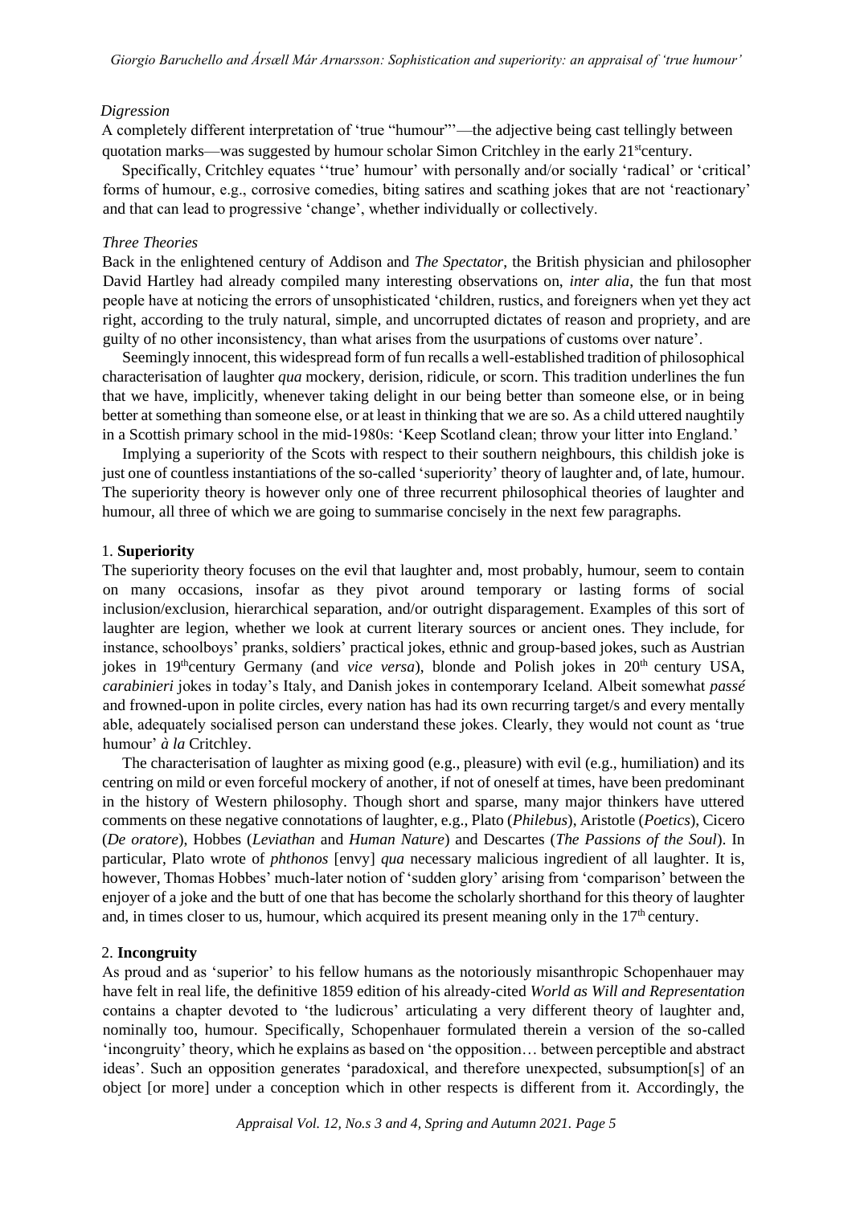*Digression*

A completely different interpretation of 'true "humour"'—the adjective being cast tellingly between quotation marks—was suggested by humour scholar Simon Critchley in the early 21st century.

Specifically, Critchley equates ''true' humour' with personally and/or socially 'radical' or 'critical' forms of humour, e.g., corrosive comedies, biting satires and scathing jokes that are not 'reactionary' and that can lead to progressive 'change', whether individually or collectively.

*Three Theories*

Back in the enlightened century of Addison and *The Spectator*, the British physician and philosopher David Hartley had already compiled many interesting observations on, *inter alia*, the fun that most people have at noticing the errors of unsophisticated 'children, rustics, and foreigners when yet they act right, according to the truly natural, simple, and uncorrupted dictates of reason and propriety, and are guilty of no other inconsistency, than what arises from the usurpations of customs over nature'.

Seemingly innocent, this widespread form of fun recalls a well-established tradition of philosophical characterisation of laughter *qua* mockery, derision, ridicule, or scorn. This tradition underlines the fun that we have, implicitly, whenever taking delight in our being better than someone else, or in being better at something than someone else, or at least in thinking that we are so. As a child uttered naughtily in a Scottish primary school in the mid-1980s: 'Keep Scotland clean; throw your litter into England.'

Implying a superiority of the Scots with respect to their southern neighbours, this childish joke is just one of countless instantiations of the so-called 'superiority' theory of laughter and, of late, humour. The superiority theory is however only one of three recurrent philosophical theories of laughter and humour, all three of which we are going to summarise concisely in the next few paragraphs.

1. **Superiority**

The superiority theory focuses on the evil that laughter and, most probably, humour, seem to contain on many occasions, insofar as they pivot around temporary or lasting forms of social inclusion/exclusion, hierarchical separation, and/or outright disparagement. Examples of this sort of laughter are legion, whether we look at current literary sources or ancient ones. They include, for instance, schoolboys' pranks, soldiers' practical jokes, ethnic and group-based jokes, such as Austrian jokes in 19th century Germany (and *vice versa*), blonde and Polish jokes in 20th century USA, *carabinieri* jokes in today's Italy, and Danish jokes in contemporary Iceland. Albeit somewhat *passé* and frowned-upon in polite circles, every nation has had its own recurring target/s and every mentally able, adequately socialised person can understand these jokes. Clearly, they would not count as 'true humour' *à la* Critchley.

The characterisation of laughter as mixing good (e.g., pleasure) with evil (e.g., humiliation) and its centring on mild or even forceful mockery of another, if not of oneself at times, have been predominant in the history of Western philosophy. Though short and sparse, many major thinkers have uttered comments on these negative connotations of laughter, e.g., Plato (*Philebus*), Aristotle (*Poetics*), Cicero (*De oratore*), Hobbes (*Leviathan* and *Human Nature*) and Descartes (*The Passions of the Soul*). In particular, Plato wrote of *phthonos* [envy] *qua* necessary malicious ingredient of all laughter. It is, however, Thomas Hobbes' much-later notion of 'sudden glory' arising from 'comparison' between the enjoyer of a joke and the butt of one that has become the scholarly shorthand for this theory of laughter and, in times closer to us, humour, which acquired its present meaning only in the 17th century.

2. **Incongruity**

As proud and as 'superior' to his fellow humans as the notoriously misanthropic Schopenhauer may have felt in real life, the definitive 1859 edition of his already-cited *World as Will and Representation* contains a chapter devoted to 'the ludicrous' articulating a very different theory of laughter and, nominally too, humour. Specifically, Schopenhauer formulated therein a version of the so-called 'incongruity' theory, which he explains as based on 'the opposition… between perceptible and abstract ideas'. Such an opposition generates 'paradoxical, and therefore unexpected, subsumption[s] of an object [or more] under a conception which in other respects is different from it. Accordingly, the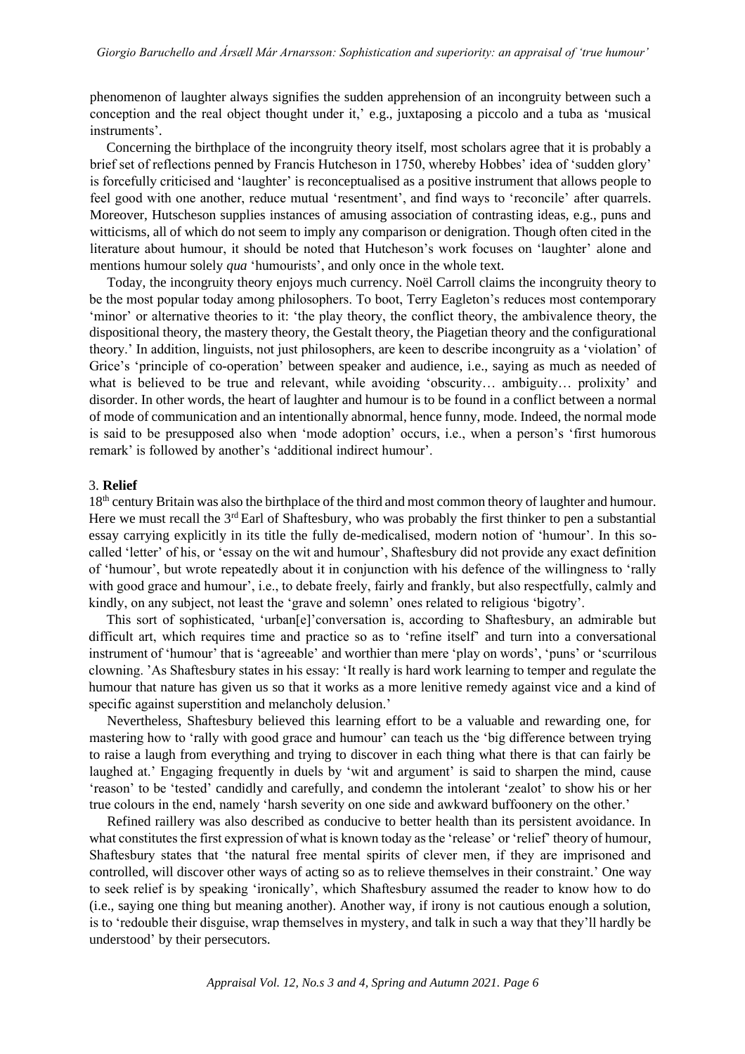phenomenon of laughter always signifies the sudden apprehension of an incongruity between such a conception and the real object thought under it,' e.g., juxtaposing a piccolo and a tuba as 'musical instruments'.

Concerning the birthplace of the incongruity theory itself, most scholars agree that it is probably a brief set of reflections penned by Francis Hutcheson in 1750, whereby Hobbes' idea of 'sudden glory' is forcefully criticised and 'laughter' is reconceptualised as a positive instrument that allows people to feel good with one another, reduce mutual 'resentment', and find ways to 'reconcile' after quarrels. Moreover, Hutscheson supplies instances of amusing association of contrasting ideas, e.g., puns and witticisms, all of which do not seem to imply any comparison or denigration. Though often cited in the literature about humour, it should be noted that Hutcheson's work focuses on 'laughter' alone and mentions humour solely *qua* 'humourists', and only once in the whole text.

Today, the incongruity theory enjoys much currency. Noël Carroll claims the incongruity theory to be the most popular today among philosophers. To boot, Terry Eagleton's reduces most contemporary 'minor' or alternative theories to it: 'the play theory, the conflict theory, the ambivalence theory, the dispositional theory, the mastery theory, the Gestalt theory, the Piagetian theory and the configurational theory.' In addition, linguists, not just philosophers, are keen to describe incongruity as a 'violation' of Grice's 'principle of co-operation' between speaker and audience, i.e., saying as much as needed of what is believed to be true and relevant, while avoiding 'obscurity… ambiguity… prolixity' and disorder. In other words, the heart of laughter and humour is to be found in a conflict between a normal of mode of communication and an intentionally abnormal, hence funny, mode. Indeed, the normal mode is said to be presupposed also when 'mode adoption' occurs, i.e., when a person's 'first humorous remark' is followed by another's 'additional indirect humour'.

### 3. **Relief**

18th century Britain was also the birthplace of the third and most common theory of laughter and humour. Here we must recall the 3rd Earl of Shaftesbury, who was probably the first thinker to pen a substantial essay carrying explicitly in its title the fully de-medicalised, modern notion of 'humour'. In this so-called 'letter' of his, or 'essay on the wit and humour', Shaftesbury did not provide any exact definition of 'humour', but wrote repeatedly about it in conjunction with his defence of the willingness to 'rally with good grace and humour', i.e., to debate freely, fairly and frankly, but also respectfully, calmly and kindly, on any subject, not least the 'grave and solemn' ones related to religious 'bigotry'.

This sort of sophisticated, 'urban[e]'conversation is, according to Shaftesbury, an admirable but difficult art, which requires time and practice so as to 'refine itself' and turn into a conversational instrument of 'humour' that is 'agreeable' and worthier than mere 'play on words', 'puns' or 'scurrilous clowning. 'As Shaftesbury states in his essay: 'It really is hard work learning to temper and regulate the humour that nature has given us so that it works as a more lenitive remedy against vice and a kind of specific against superstition and melancholy delusion.'

Nevertheless, Shaftesbury believed this learning effort to be a valuable and rewarding one, for mastering how to 'rally with good grace and humour' can teach us the 'big difference between trying to raise a laugh from everything and trying to discover in each thing what there is that can fairly be laughed at.' Engaging frequently in duels by 'wit and argument' is said to sharpen the mind, cause 'reason' to be 'tested' candidly and carefully, and condemn the intolerant 'zealot' to show his or her true colours in the end, namely 'harsh severity on one side and awkward buffoonery on the other.'

Refined raillery was also described as conducive to better health than its persistent avoidance. In what constitutes the first expression of what is known today as the 'release' or 'relief' theory of humour, Shaftesbury states that 'the natural free mental spirits of clever men, if they are imprisoned and controlled, will discover other ways of acting so as to relieve themselves in their constraint.' One way to seek relief is by speaking 'ironically', which Shaftesbury assumed the reader to know how to do (i.e., saying one thing but meaning another). Another way, if irony is not cautious enough a solution, is to 'redouble their disguise, wrap themselves in mystery, and talk in such a way that they'll hardly be understood' by their persecutors.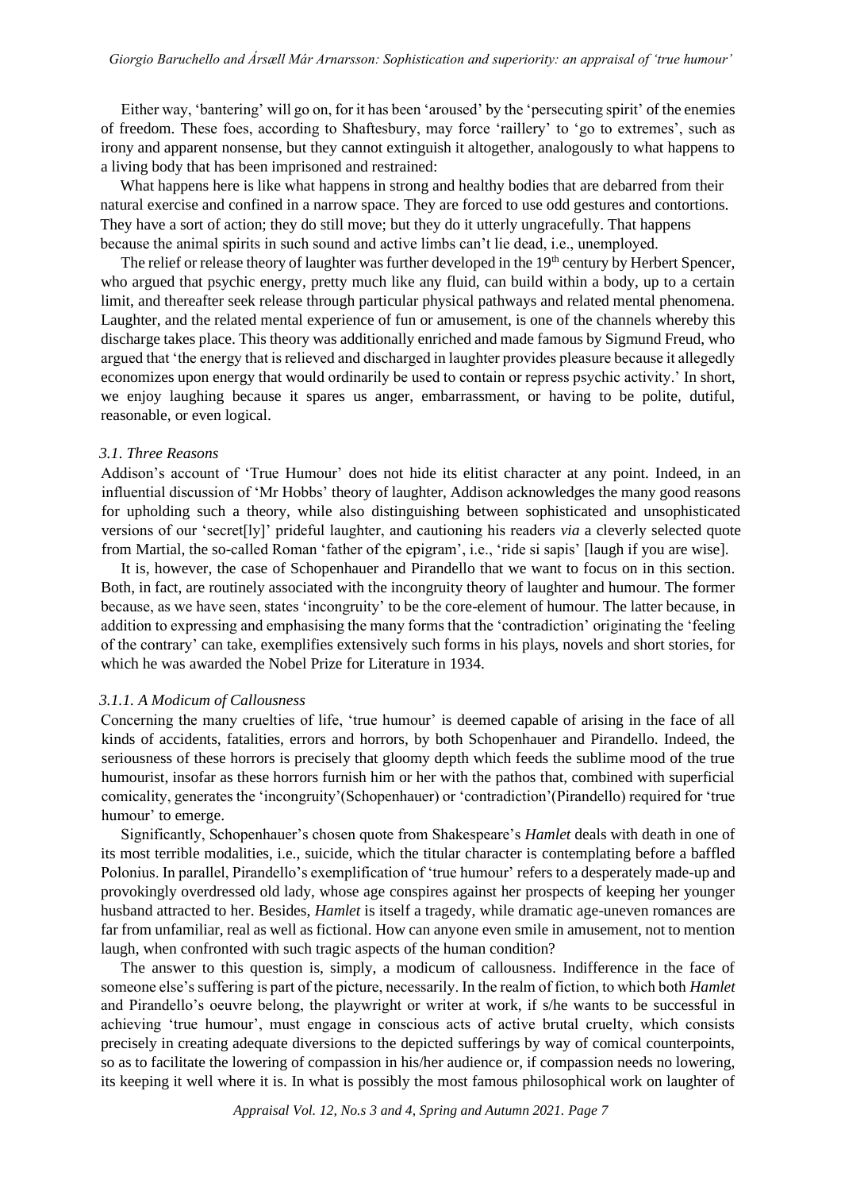Either way, 'bantering' will go on, for it has been 'aroused' by the 'persecuting spirit' of the enemies of freedom. These foes, according to Shaftesbury, may force 'raillery' to 'go to extremes', such as irony and apparent nonsense, but they cannot extinguish it altogether, analogously to what happens to a living body that has been imprisoned and restrained:

> What happens here is like what happens in strong and healthy bodies that are debarred from their natural exercise and confined in a narrow space. They are forced to use odd gestures and contortions. They have a sort of action; they do still move; but they do it utterly ungracefully. That happens because the animal spirits in such sound and active limbs can't lie dead, i.e., unemployed.

The relief or release theory of laughter was further developed in the 19th century by Herbert Spencer, who argued that psychic energy, pretty much like any fluid, can build within a body, up to a certain limit, and thereafter seek release through particular physical pathways and related mental phenomena. Laughter, and the related mental experience of fun or amusement, is one of the channels whereby this discharge takes place. This theory was additionally enriched and made famous by Sigmund Freud, who argued that 'the energy that is relieved and discharged in laughter provides pleasure because it allegedly economizes upon energy that would ordinarily be used to contain or repress psychic activity.' In short, we enjoy laughing because it spares us anger, embarrassment, or having to be polite, dutiful, reasonable, or even logical.

### *3.1. Three Reasons*

Addison's account of 'True Humour' does not hide its elitist character at any point. Indeed, in an influential discussion of 'Mr Hobbs' theory of laughter, Addison acknowledges the many good reasons for upholding such a theory, while also distinguishing between sophisticated and unsophisticated versions of our 'secret[ly]' prideful laughter, and cautioning his readers *via* a cleverly selected quote from Martial, the so-called Roman 'father of the epigram', i.e., 'ride si sapis' [laugh if you are wise].

It is, however, the case of Schopenhauer and Pirandello that we want to focus on in this section. Both, in fact, are routinely associated with the incongruity theory of laughter and humour. The former because, as we have seen, states 'incongruity' to be the core-element of humour. The latter because, in addition to expressing and emphasising the many forms that the 'contradiction' originating the 'feeling of the contrary' can take, exemplifies extensively such forms in his plays, novels and short stories, for which he was awarded the Nobel Prize for Literature in 1934.

#### *3.1.1. A Modicum of Callousness*

Concerning the many cruelties of life, 'true humour' is deemed capable of arising in the face of all kinds of accidents, fatalities, errors and horrors, by both Schopenhauer and Pirandello. Indeed, the seriousness of these horrors is precisely that gloomy depth which feeds the sublime mood of the true humourist, insofar as these horrors furnish him or her with the pathos that, combined with superficial comicality, generates the 'incongruity'(Schopenhauer) or 'contradiction'(Pirandello) required for 'true humour' to emerge.

Significantly, Schopenhauer's chosen quote from Shakespeare's *Hamlet* deals with death in one of its most terrible modalities, i.e., suicide, which the titular character is contemplating before a baffled Polonius. In parallel, Pirandello's exemplification of 'true humour' refers to a desperately made-up and provokingly overdressed old lady, whose age conspires against her prospects of keeping her younger husband attracted to her. Besides, *Hamlet* is itself a tragedy, while dramatic age-uneven romances are far from unfamiliar, real as well as fictional. How can anyone even smile in amusement, not to mention laugh, when confronted with such tragic aspects of the human condition?

The answer to this question is, simply, a modicum of callousness. Indifference in the face of someone else's suffering is part of the picture, necessarily. In the realm of fiction, to which both *Hamlet* and Pirandello's oeuvre belong, the playwright or writer at work, if s/he wants to be successful in achieving 'true humour', must engage in conscious acts of active brutal cruelty, which consists precisely in creating adequate diversions to the depicted sufferings by way of comical counterpoints, so as to facilitate the lowering of compassion in his/her audience or, if compassion needs no lowering, its keeping it well where it is. In what is possibly the most famous philosophical work on laughter of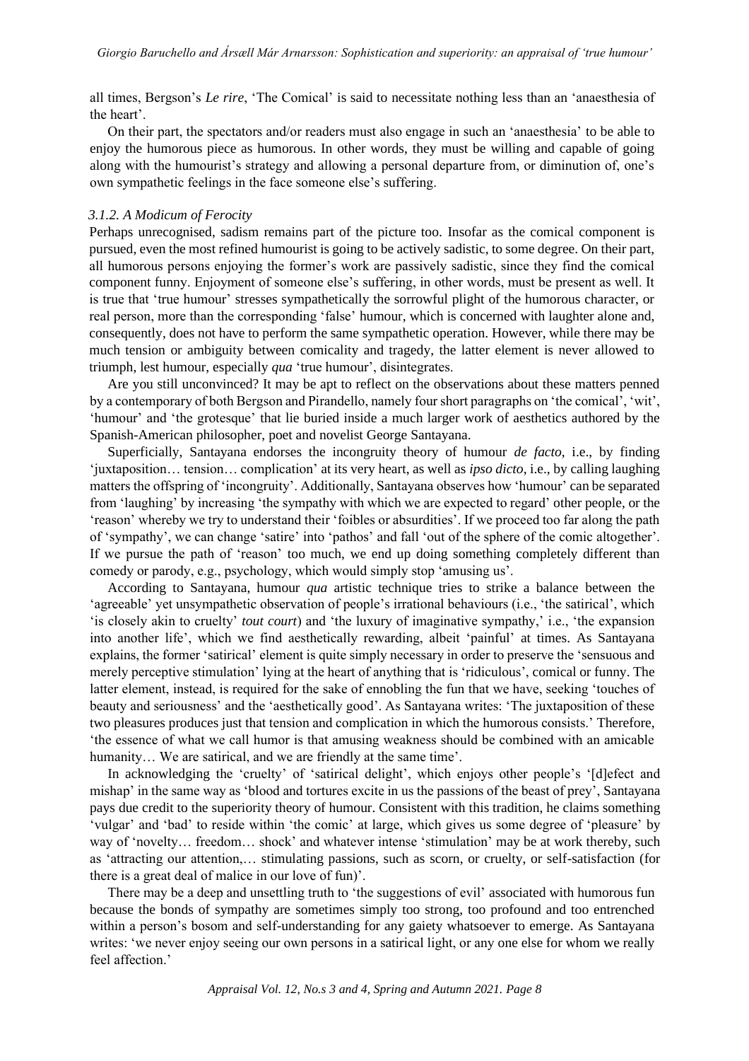all times, Bergson's *Le rire*, 'The Comical' is said to necessitate nothing less than an 'anaesthesia of the heart'.

On their part, the spectators and/or readers must also engage in such an 'anaesthesia' to be able to enjoy the humorous piece as humorous. In other words, they must be willing and capable of going along with the humourist's strategy and allowing a personal departure from, or diminution of, one's own sympathetic feelings in the face someone else's suffering.

### *3.1.2. A Modicum of Ferocity*

Perhaps unrecognised, sadism remains part of the picture too. Insofar as the comical component is pursued, even the most refined humourist is going to be actively sadistic, to some degree. On their part, all humorous persons enjoying the former's work are passively sadistic, since they find the comical component funny. Enjoyment of someone else's suffering, in other words, must be present as well. It is true that 'true humour' stresses sympathetically the sorrowful plight of the humorous character, or real person, more than the corresponding 'false' humour, which is concerned with laughter alone and, consequently, does not have to perform the same sympathetic operation. However, while there may be much tension or ambiguity between comicality and tragedy, the latter element is never allowed to triumph, lest humour, especially *qua* 'true humour', disintegrates.

Are you still unconvinced? It may be apt to reflect on the observations about these matters penned by a contemporary of both Bergson and Pirandello, namely four short paragraphs on 'the comical', 'wit', 'humour' and 'the grotesque' that lie buried inside a much larger work of aesthetics authored by the Spanish-American philosopher, poet and novelist George Santayana.

Superficially, Santayana endorses the incongruity theory of humour *de facto*, i.e., by finding 'juxtaposition… tension… complication' at its very heart, as well as *ipso dicto*, i.e., by calling laughing matters the offspring of 'incongruity'. Additionally, Santayana observes how 'humour' can be separated from 'laughing' by increasing 'the sympathy with which we are expected to regard' other people, or the 'reason' whereby we try to understand their 'foibles or absurdities'. If we proceed too far along the path of 'sympathy', we can change 'satire' into 'pathos' and fall 'out of the sphere of the comic altogether'. If we pursue the path of 'reason' too much, we end up doing something completely different than comedy or parody, e.g., psychology, which would simply stop 'amusing us'.

According to Santayana, humour *qua* artistic technique tries to strike a balance between the 'agreeable' yet unsympathetic observation of people's irrational behaviours (i.e., 'the satirical', which 'is closely akin to cruelty' *tout court*) and 'the luxury of imaginative sympathy,' i.e., 'the expansion into another life', which we find aesthetically rewarding, albeit 'painful' at times. As Santayana explains, the former 'satirical' element is quite simply necessary in order to preserve the 'sensuous and merely perceptive stimulation' lying at the heart of anything that is 'ridiculous', comical or funny. The latter element, instead, is required for the sake of ennobling the fun that we have, seeking 'touches of beauty and seriousness' and the 'aesthetically good'. As Santayana writes: 'The juxtaposition of these two pleasures produces just that tension and complication in which the humorous consists.' Therefore, 'the essence of what we call humor is that amusing weakness should be combined with an amicable humanity… We are satirical, and we are friendly at the same time'.

In acknowledging the 'cruelty' of 'satirical delight', which enjoys other people's '[d]efect and mishap' in the same way as 'blood and tortures excite in us the passions of the beast of prey', Santayana pays due credit to the superiority theory of humour. Consistent with this tradition, he claims something 'vulgar' and 'bad' to reside within 'the comic' at large, which gives us some degree of 'pleasure' by way of 'novelty… freedom… shock' and whatever intense 'stimulation' may be at work thereby, such as 'attracting our attention,… stimulating passions, such as scorn, or cruelty, or self-satisfaction (for there is a great deal of malice in our love of fun)'.

There may be a deep and unsettling truth to 'the suggestions of evil' associated with humorous fun because the bonds of sympathy are sometimes simply too strong, too profound and too entrenched within a person's bosom and self-understanding for any gaiety whatsoever to emerge. As Santayana writes: 'we never enjoy seeing our own persons in a satirical light, or any one else for whom we really feel affection.'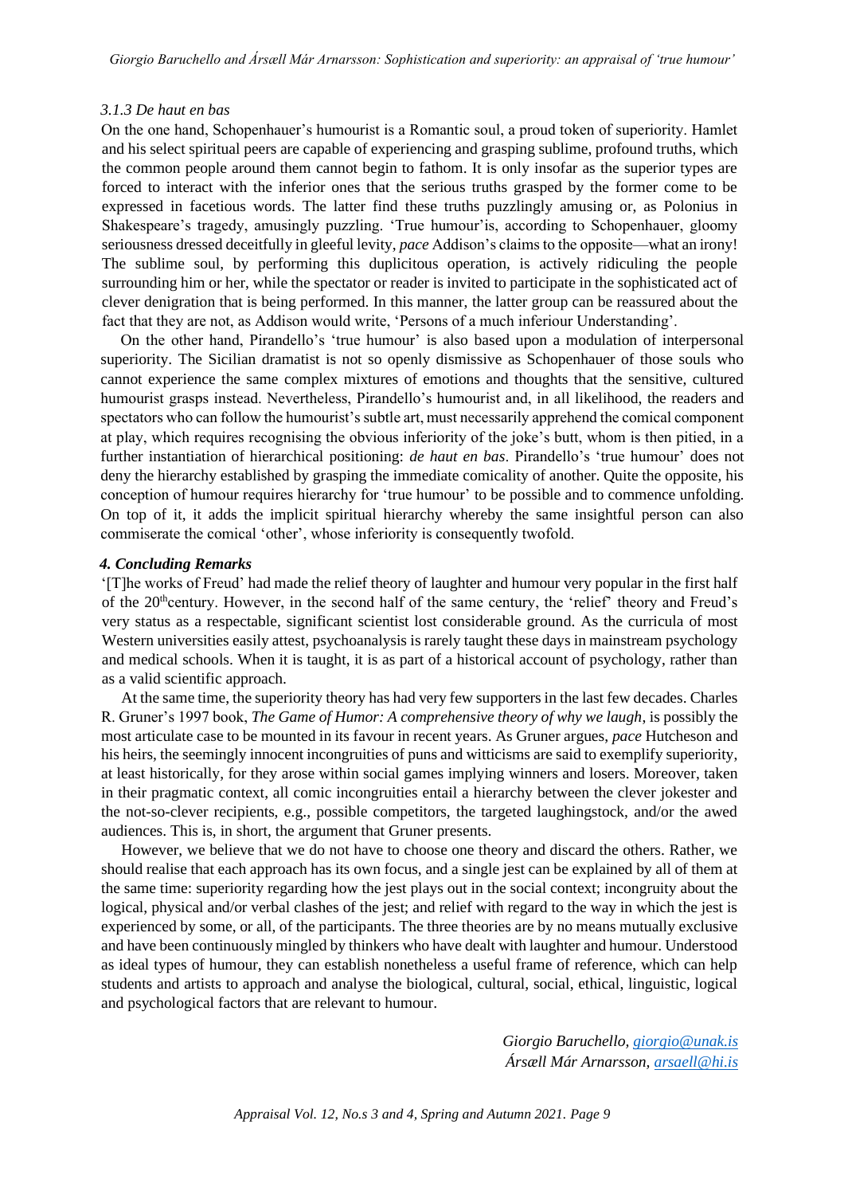### 3.1.3 *De haut en bas*

On the one hand, Schopenhauer's humourist is a Romantic soul, a proud token of superiority. Hamlet and his select spiritual peers are capable of experiencing and grasping sublime, profound truths, which the common people around them cannot begin to fathom. It is only insofar as the superior types are forced to interact with the inferior ones that the serious truths grasped by the former come to be expressed in facetious words. The latter find these truths puzzlingly amusing or, as Polonius in Shakespeare's tragedy, amusingly puzzling. 'True humour'is, according to Schopenhauer, gloomy seriousness dressed deceitfully in gleeful levity, *pace* Addison's claims to the opposite—what an irony! The sublime soul, by performing this duplicitous operation, is actively ridiculing the people surrounding him or her, while the spectator or reader is invited to participate in the sophisticated act of clever denigration that is being performed. In this manner, the latter group can be reassured about the fact that they are not, as Addison would write, 'Persons of a much inferiour Understanding'.

On the other hand, Pirandello's 'true humour' is also based upon a modulation of interpersonal superiority. The Sicilian dramatist is not so openly dismissive as Schopenhauer of those souls who cannot experience the same complex mixtures of emotions and thoughts that the sensitive, cultured humourist grasps instead. Nevertheless, Pirandello's humourist and, in all likelihood, the readers and spectators who can follow the humourist's subtle art, must necessarily apprehend the comical component at play, which requires recognising the obvious inferiority of the joke's butt, whom is then pitied, in a further instantiation of hierarchical positioning: *de haut en bas*. Pirandello's 'true humour' does not deny the hierarchy established by grasping the immediate comicality of another. Quite the opposite, his conception of humour requires hierarchy for 'true humour' to be possible and to commence unfolding. On top of it, it adds the implicit spiritual hierarchy whereby the same insightful person can also commiserate the comical 'other', whose inferiority is consequently twofold.

## 4. Concluding Remarks

'[T]he works of Freud' had made the relief theory of laughter and humour very popular in the first half of the 20thcentury. However, in the second half of the same century, the 'relief' theory and Freud's very status as a respectable, significant scientist lost considerable ground. As the curricula of most Western universities easily attest, psychoanalysis is rarely taught these days in mainstream psychology and medical schools. When it is taught, it is as part of a historical account of psychology, rather than as a valid scientific approach.

At the same time, the superiority theory has had very few supporters in the last few decades. Charles R. Gruner's 1997 book, *The Game of Humor: A comprehensive theory of why we laugh*, is possibly the most articulate case to be mounted in its favour in recent years. As Gruner argues, *pace* Hutcheson and his heirs, the seemingly innocent incongruities of puns and witticisms are said to exemplify superiority, at least historically, for they arose within social games implying winners and losers. Moreover, taken in their pragmatic context, all comic incongruities entail a hierarchy between the clever jokester and the not-so-clever recipients, e.g., possible competitors, the targeted laughingstock, and/or the awed audiences. This is, in short, the argument that Gruner presents.

However, we believe that we do not have to choose one theory and discard the others. Rather, we should realise that each approach has its own focus, and a single jest can be explained by all of them at the same time: superiority regarding how the jest plays out in the social context; incongruity about the logical, physical and/or verbal clashes of the jest; and relief with regard to the way in which the jest is experienced by some, or all, of the participants. The three theories are by no means mutually exclusive and have been continuously mingled by thinkers who have dealt with laughter and humour. Understood as ideal types of humour, they can establish nonetheless a useful frame of reference, which can help students and artists to approach and analyse the biological, cultural, social, ethical, linguistic, logical and psychological factors that are relevant to humour.

*Giorgio Baruchello, giorgio@unak.is*
*Ársæll Már Arnarsson, arsaell@hi.is*